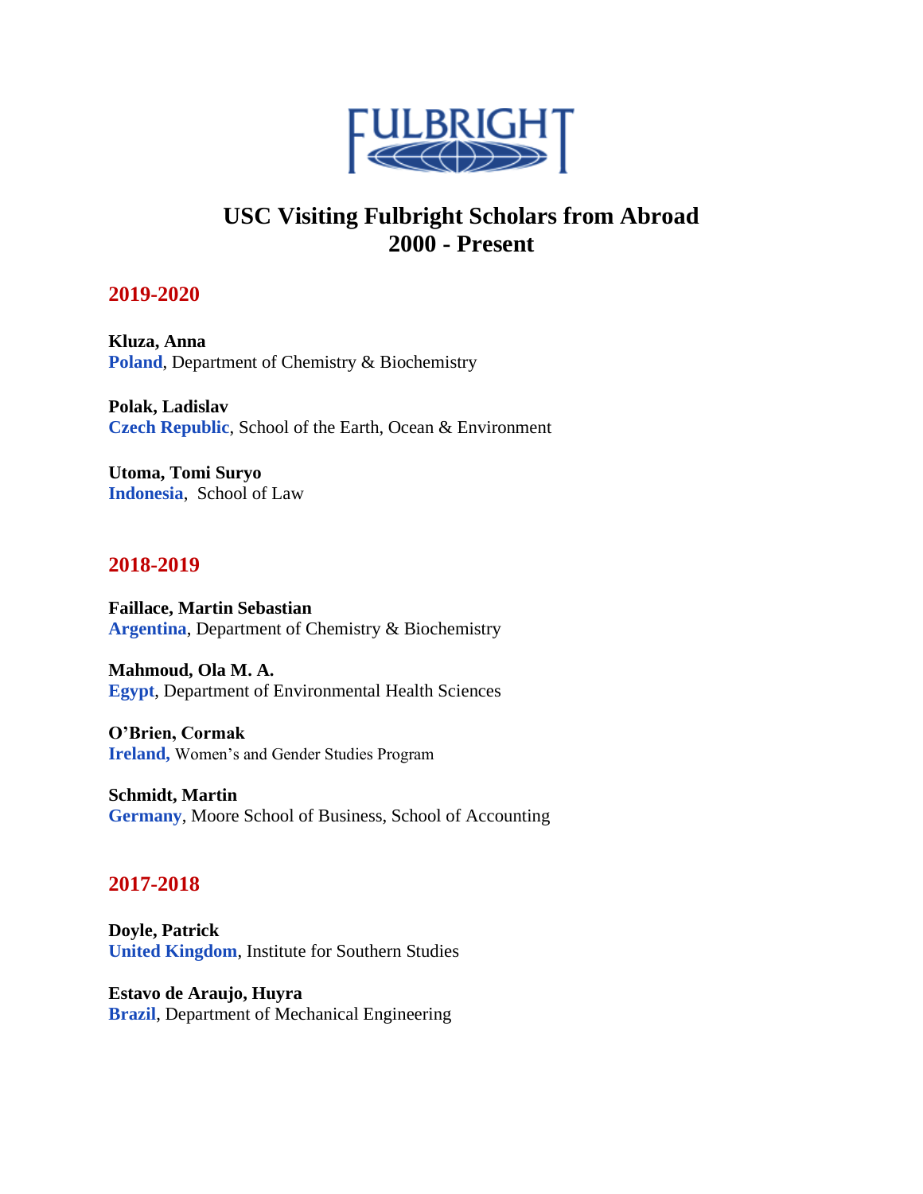# USC Visiting Fulbright Scholars from Abroad
# 2000 - Present

## 2019-2020

**Kluza, Anna**
**Poland**, Department of Chemistry & Biochemistry

**Polak, Ladislav**
**Czech Republic**, School of the Earth, Ocean & Environment

**Utoma, Tomi Suryo**
**Indonesia**, School of Law

## 2018-2019

**Faillace, Martin Sebastian**
**Argentina**, Department of Chemistry & Biochemistry

**Mahmoud, Ola M. A.**
**Egypt**, Department of Environmental Health Sciences

**O'Brien, Cormak**
**Ireland,** Women's and Gender Studies Program

**Schmidt, Martin**
**Germany**, Moore School of Business, School of Accounting

## 2017-2018

**Doyle, Patrick**
**United Kingdom**, Institute for Southern Studies

**Estavo de Araujo, Huyra**
**Brazil**, Department of Mechanical Engineering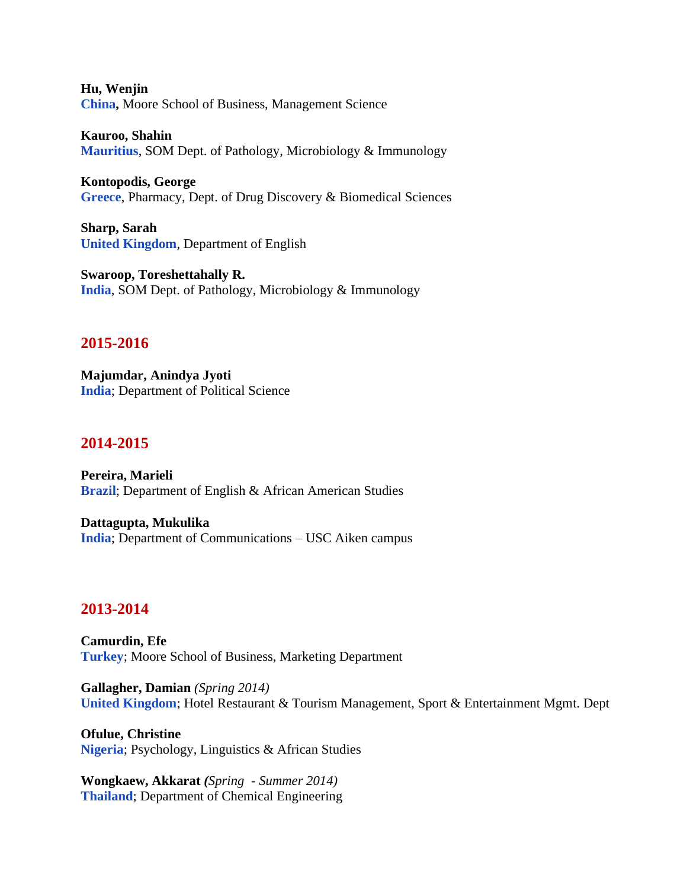**Hu, Wenjin**
**China,** Moore School of Business, Management Science

**Kauroo, Shahin**
**Mauritius**, SOM Dept. of Pathology, Microbiology & Immunology

**Kontopodis, George**
**Greece**, Pharmacy, Dept. of Drug Discovery & Biomedical Sciences

**Sharp, Sarah**
**United Kingdom**, Department of English

**Swaroop, Toreshettahally R.**
**India**, SOM Dept. of Pathology, Microbiology & Immunology

## 2015-2016

**Majumdar, Anindya Jyoti**
**India**; Department of Political Science

## 2014-2015

**Pereira, Marieli**
**Brazil**; Department of English & African American Studies

**Dattagupta, Mukulika**
**India**; Department of Communications – USC Aiken campus

## 2013-2014

**Camurdin, Efe**
**Turkey**; Moore School of Business, Marketing Department

**Gallagher, Damian** *(Spring 2014)*
**United Kingdom**; Hotel Restaurant & Tourism Management, Sport & Entertainment Mgmt. Dept

**Ofulue, Christine**
**Nigeria**; Psychology, Linguistics & African Studies

**Wongkaew, Akkarat** ***(**Spring - Summer 2014)*
**Thailand**; Department of Chemical Engineering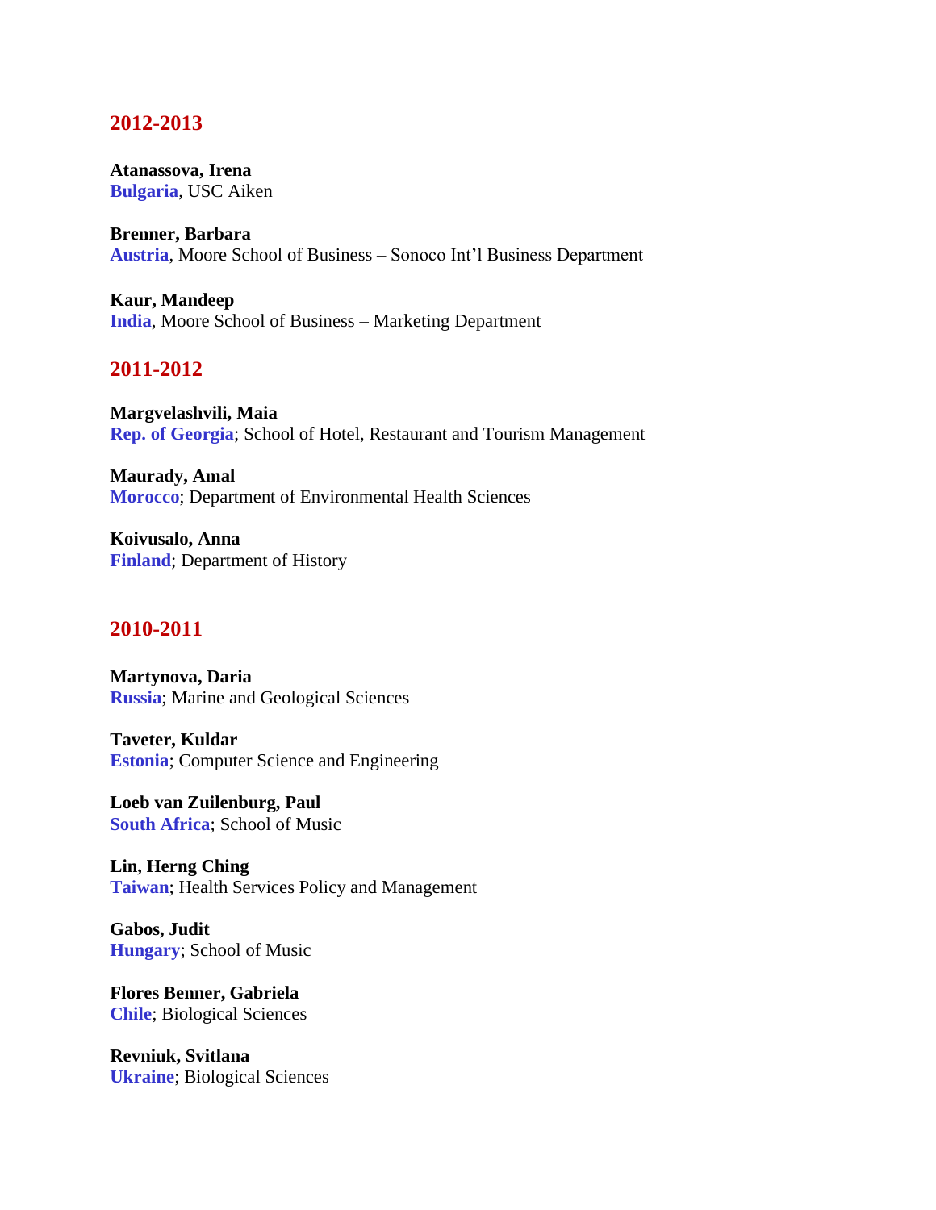## 2012-2013

**Atanassova, Irena**
**Bulgaria**, USC Aiken

**Brenner, Barbara**
**Austria**, Moore School of Business – Sonoco Int'l Business Department

**Kaur, Mandeep**
**India**, Moore School of Business – Marketing Department

## 2011-2012

**Margvelashvili, Maia**
**Rep. of Georgia**; School of Hotel, Restaurant and Tourism Management

**Maurady, Amal**
**Morocco**; Department of Environmental Health Sciences

**Koivusalo, Anna**
**Finland**; Department of History

## 2010-2011

**Martynova, Daria**
**Russia**; Marine and Geological Sciences

**Taveter, Kuldar**
**Estonia**; Computer Science and Engineering

**Loeb van Zuilenburg, Paul**
**South Africa**; School of Music

**Lin, Herng Ching**
**Taiwan**; Health Services Policy and Management

**Gabos, Judit**
**Hungary**; School of Music

**Flores Benner, Gabriela**
**Chile**; Biological Sciences

**Revniuk, Svitlana**
**Ukraine**; Biological Sciences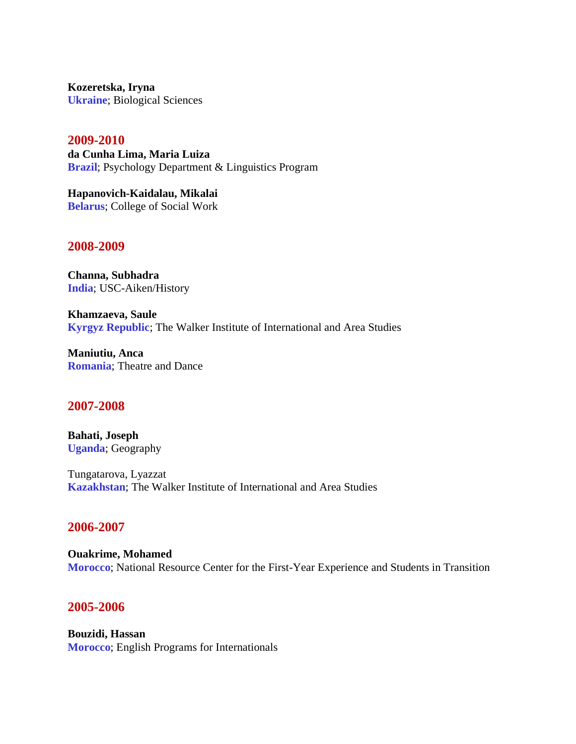**Kozeretska, Iryna**
**Ukraine**; Biological Sciences

## 2009-2010

**da Cunha Lima, Maria Luiza**
**Brazil**; Psychology Department & Linguistics Program

**Hapanovich-Kaidalau, Mikalai**
**Belarus**; College of Social Work

## 2008-2009

**Channa, Subhadra**
**India**; USC-Aiken/History

**Khamzaeva, Saule**
**Kyrgyz Republic**; The Walker Institute of International and Area Studies

**Maniutiu, Anca**
**Romania**; Theatre and Dance

## 2007-2008

**Bahati, Joseph**
**Uganda**; Geography

Tungatarova, Lyazzat
**Kazakhstan**; The Walker Institute of International and Area Studies

## 2006-2007

**Ouakrime, Mohamed**
**Morocco**; National Resource Center for the First-Year Experience and Students in Transition

## 2005-2006

**Bouzidi, Hassan**
**Morocco**; English Programs for Internationals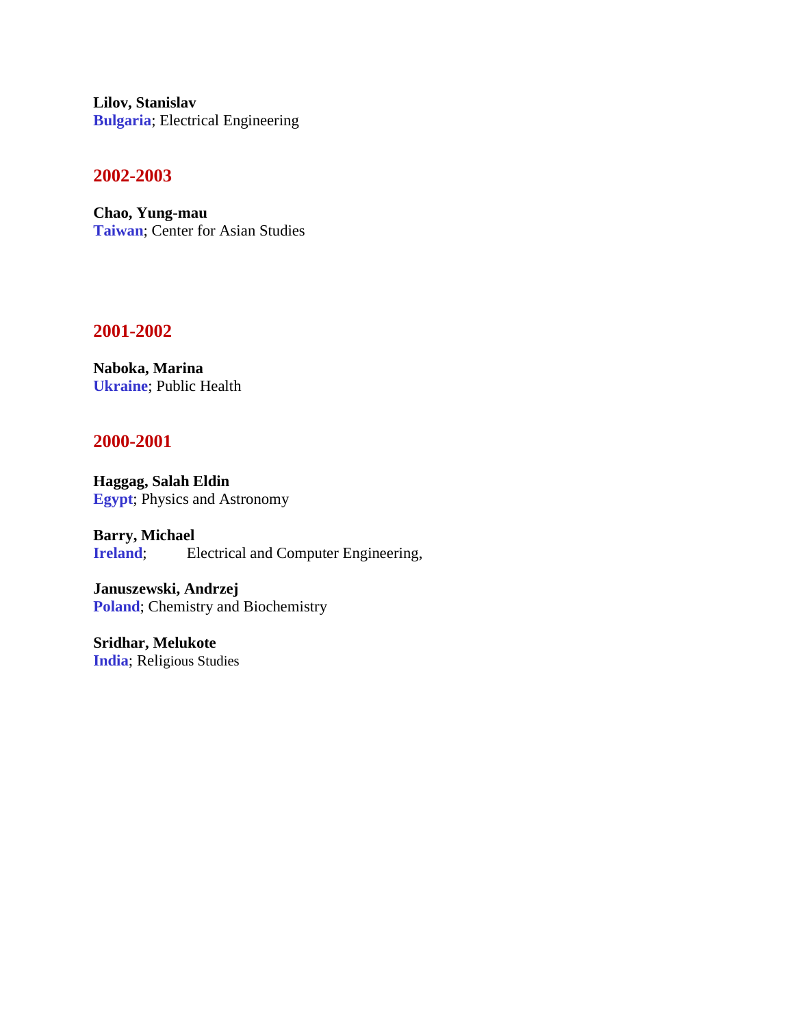**Lilov, Stanislav**
**Bulgaria**; Electrical Engineering

## 2002-2003

**Chao, Yung-mau**
**Taiwan**; Center for Asian Studies

## 2001-2002

**Naboka, Marina**
**Ukraine**; Public Health

## 2000-2001

**Haggag, Salah Eldin**
**Egypt**; Physics and Astronomy

**Barry, Michael**
**Ireland**; Electrical and Computer Engineering,

**Januszewski, Andrzej**
**Poland**; Chemistry and Biochemistry

**Sridhar, Melukote**
**India**; Religious Studies